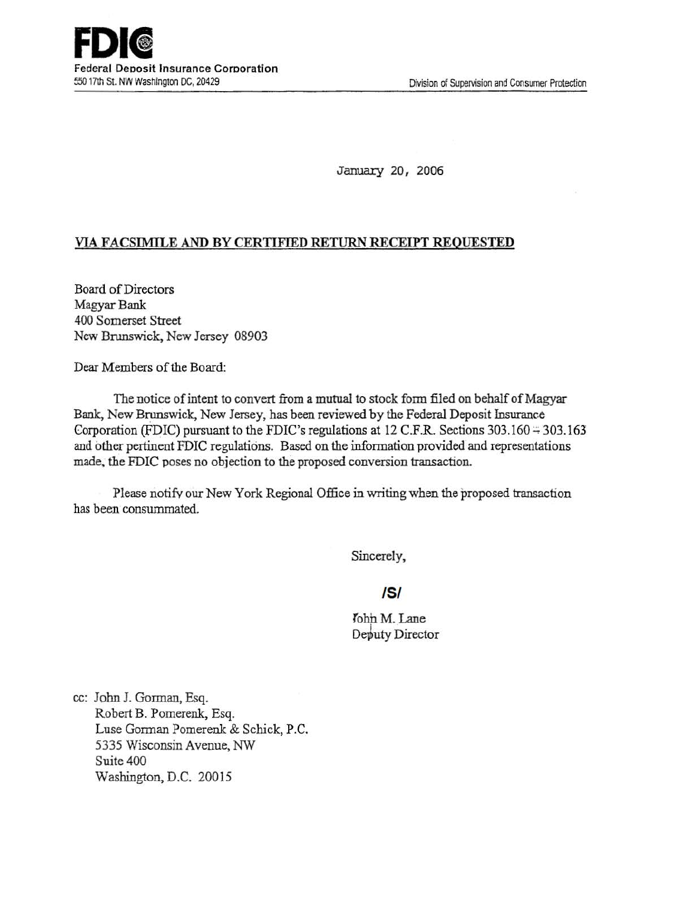**FDIC**
Federal Deposit Insurance Corporation
550 17th St. NW Washington DC, 20429

Division of Supervision and Consumer Protection

January 20, 2006

**VIA FACSIMILE AND BY CERTIFIED RETURN RECEIPT REQUESTED**

Board of Directors
Magyar Bank
400 Somerset Street
New Brunswick, New Jersey 08903

Dear Members of the Board:

The notice of intent to convert from a mutual to stock form filed on behalf of Magyar Bank, New Brunswick, New Jersey, has been reviewed by the Federal Deposit Insurance Corporation (FDIC) pursuant to the FDIC's regulations at 12 C.F.R. Sections 303.160 - 303.163 and other pertinent FDIC regulations. Based on the information provided and representations made, the FDIC poses no objection to the proposed conversion transaction.

Please notify our New York Regional Office in writing when the proposed transaction has been consummated.

Sincerely,

/S/

John M. Lane
Deputy Director

cc: John J. Gorman, Esq.
Robert B. Pomerenk, Esq.
Luse Gorman Pomerenk & Schick, P.C.
5335 Wisconsin Avenue, NW
Suite 400
Washington, D.C. 20015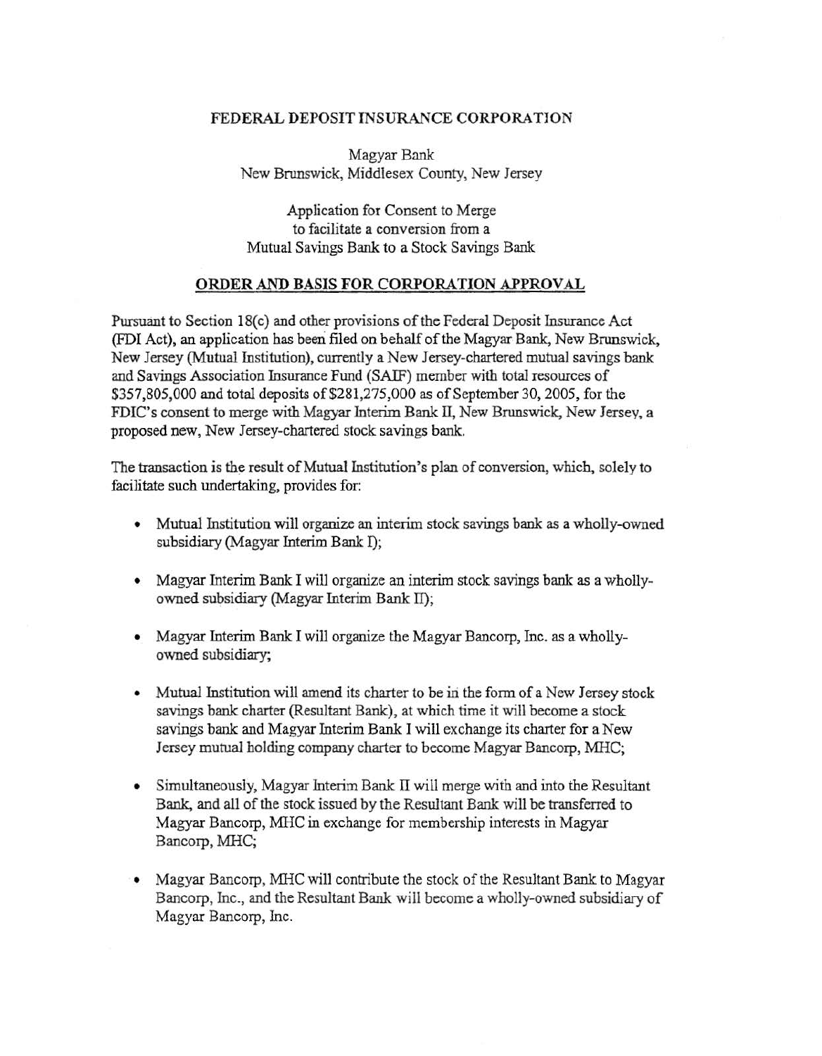# FEDERAL DEPOSIT INSURANCE CORPORATION

Magyar Bank
New Brunswick, Middlesex County, New Jersey

Application for Consent to Merge
to facilitate a conversion from a
Mutual Savings Bank to a Stock Savings Bank

## ORDER AND BASIS FOR CORPORATION APPROVAL

Pursuant to Section 18(c) and other provisions of the Federal Deposit Insurance Act (FDI Act), an application has been filed on behalf of the Magyar Bank, New Brunswick, New Jersey (Mutual Institution), currently a New Jersey-chartered mutual savings bank and Savings Association Insurance Fund (SAIF) member with total resources of $357,805,000 and total deposits of $281,275,000 as of September 30, 2005, for the FDIC's consent to merge with Magyar Interim Bank II, New Brunswick, New Jersey, a proposed new, New Jersey-chartered stock savings bank.

The transaction is the result of Mutual Institution's plan of conversion, which, solely to facilitate such undertaking, provides for:

- Mutual Institution will organize an interim stock savings bank as a wholly-owned subsidiary (Magyar Interim Bank I);
- Magyar Interim Bank I will organize an interim stock savings bank as a wholly-owned subsidiary (Magyar Interim Bank II);
- Magyar Interim Bank I will organize the Magyar Bancorp, Inc. as a wholly-owned subsidiary;
- Mutual Institution will amend its charter to be in the form of a New Jersey stock savings bank charter (Resultant Bank), at which time it will become a stock savings bank and Magyar Interim Bank I will exchange its charter for a New Jersey mutual holding company charter to become Magyar Bancorp, MHC;
- Simultaneously, Magyar Interim Bank II will merge with and into the Resultant Bank, and all of the stock issued by the Resultant Bank will be transferred to Magyar Bancorp, MHC in exchange for membership interests in Magyar Bancorp, MHC;
- Magyar Bancorp, MHC will contribute the stock of the Resultant Bank to Magyar Bancorp, Inc., and the Resultant Bank will become a wholly-owned subsidiary of Magyar Bancorp, Inc.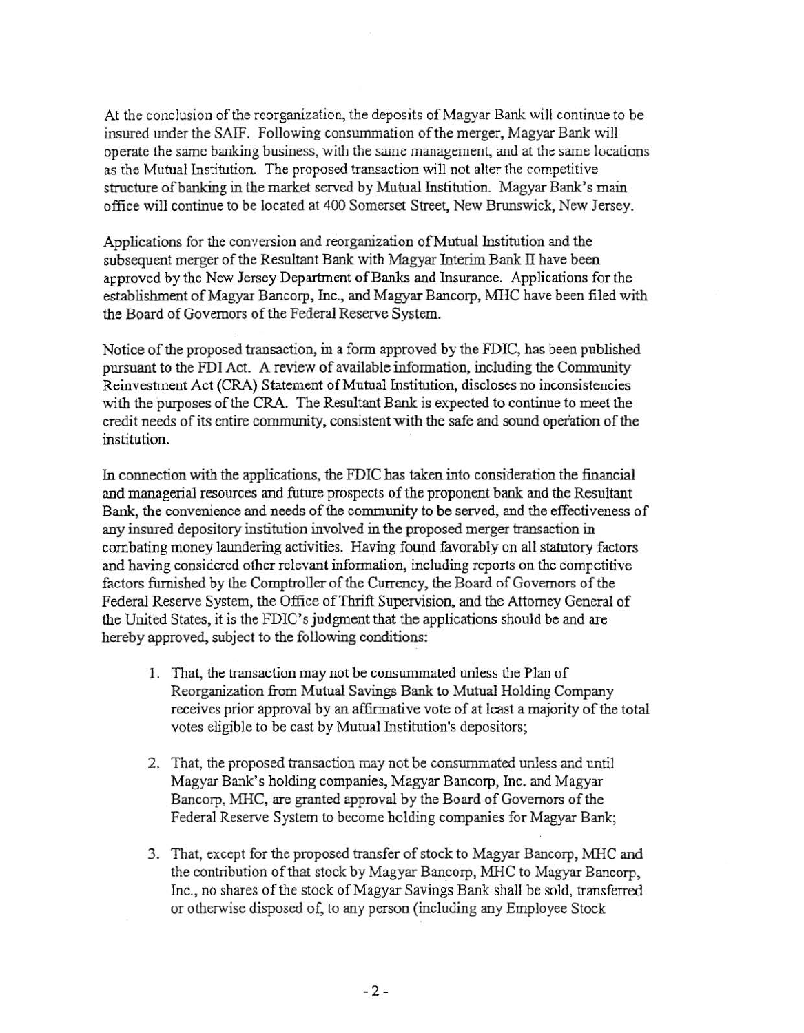At the conclusion of the reorganization, the deposits of Magyar Bank will continue to be insured under the SAIF. Following consummation of the merger, Magyar Bank will operate the same banking business, with the same management, and at the same locations as the Mutual Institution. The proposed transaction will not alter the competitive structure of banking in the market served by Mutual Institution. Magyar Bank's main office will continue to be located at 400 Somerset Street, New Brunswick, New Jersey.

Applications for the conversion and reorganization of Mutual Institution and the subsequent merger of the Resultant Bank with Magyar Interim Bank II have been approved by the New Jersey Department of Banks and Insurance. Applications for the establishment of Magyar Bancorp, Inc., and Magyar Bancorp, MHC have been filed with the Board of Governors of the Federal Reserve System.

Notice of the proposed transaction, in a form approved by the FDIC, has been published pursuant to the FDI Act. A review of available information, including the Community Reinvestment Act (CRA) Statement of Mutual Institution, discloses no inconsistencies with the purposes of the CRA. The Resultant Bank is expected to continue to meet the credit needs of its entire community, consistent with the safe and sound operation of the institution.

In connection with the applications, the FDIC has taken into consideration the financial and managerial resources and future prospects of the proponent bank and the Resultant Bank, the convenience and needs of the community to be served, and the effectiveness of any insured depository institution involved in the proposed merger transaction in combating money laundering activities. Having found favorably on all statutory factors and having considered other relevant information, including reports on the competitive factors furnished by the Comptroller of the Currency, the Board of Governors of the Federal Reserve System, the Office of Thrift Supervision, and the Attorney General of the United States, it is the FDIC's judgment that the applications should be and are hereby approved, subject to the following conditions:

1. That, the transaction may not be consummated unless the Plan of Reorganization from Mutual Savings Bank to Mutual Holding Company receives prior approval by an affirmative vote of at least a majority of the total votes eligible to be cast by Mutual Institution's depositors;

2. That, the proposed transaction may not be consummated unless and until Magyar Bank's holding companies, Magyar Bancorp, Inc. and Magyar Bancorp, MHC, are granted approval by the Board of Governors of the Federal Reserve System to become holding companies for Magyar Bank;

3. That, except for the proposed transfer of stock to Magyar Bancorp, MHC and the contribution of that stock by Magyar Bancorp, MHC to Magyar Bancorp, Inc., no shares of the stock of Magyar Savings Bank shall be sold, transferred or otherwise disposed of, to any person (including any Employee Stock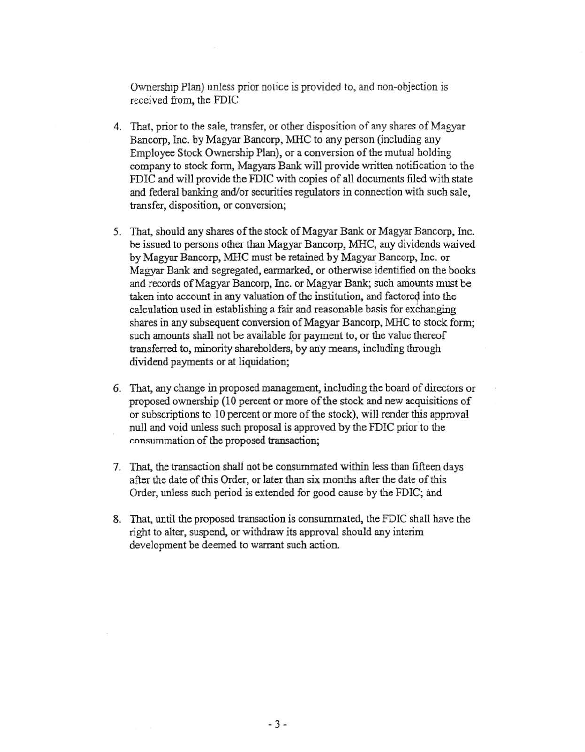Ownership Plan) unless prior notice is provided to, and non-objection is received from, the FDIC

4. That, prior to the sale, transfer, or other disposition of any shares of Magyar Bancorp, Inc. by Magyar Bancorp, MHC to any person (including any Employee Stock Ownership Plan), or a conversion of the mutual holding company to stock form, Magyars Bank will provide written notification to the FDIC and will provide the FDIC with copies of all documents filed with state and federal banking and/or securities regulators in connection with such sale, transfer, disposition, or conversion;

5. That, should any shares of the stock of Magyar Bank or Magyar Bancorp, Inc. be issued to persons other than Magyar Bancorp, MHC, any dividends waived by Magyar Bancorp, MHC must be retained by Magyar Bancorp, Inc. or Magyar Bank and segregated, earmarked, or otherwise identified on the books and records of Magyar Bancorp, Inc. or Magyar Bank; such amounts must be taken into account in any valuation of the institution, and factored into the calculation used in establishing a fair and reasonable basis for exchanging shares in any subsequent conversion of Magyar Bancorp, MHC to stock form; such amounts shall not be available for payment to, or the value thereof transferred to, minority shareholders, by any means, including through dividend payments or at liquidation;

6. That, any change in proposed management, including the board of directors or proposed ownership (10 percent or more of the stock and new acquisitions of or subscriptions to 10 percent or more of the stock), will render this approval null and void unless such proposal is approved by the FDIC prior to the consummation of the proposed transaction;

7. That, the transaction shall not be consummated within less than fifteen days after the date of this Order, or later than six months after the date of this Order, unless such period is extended for good cause by the FDIC; and

8. That, until the proposed transaction is consummated, the FDIC shall have the right to alter, suspend, or withdraw its approval should any interim development be deemed to warrant such action.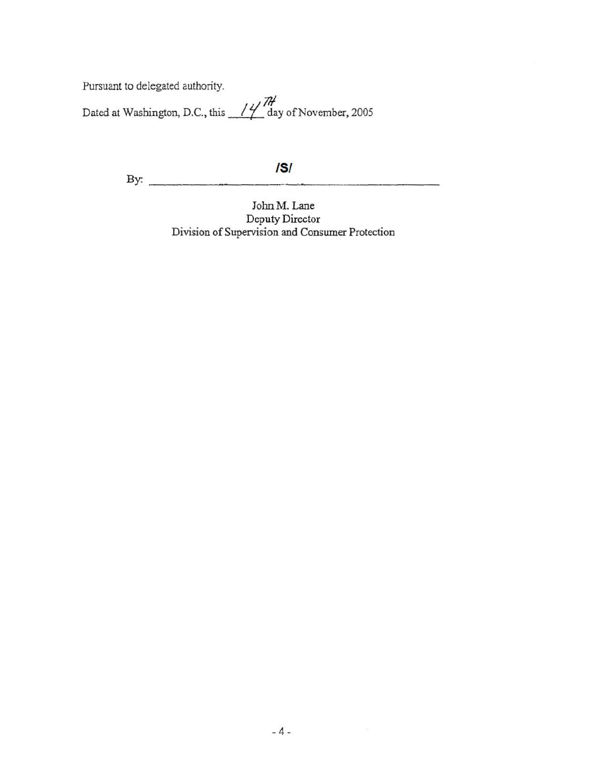Pursuant to delegated authority.

Dated at Washington, D.C., this 14TH day of November, 2005

By: /S/

John M. Lane
Deputy Director
Division of Supervision and Consumer Protection